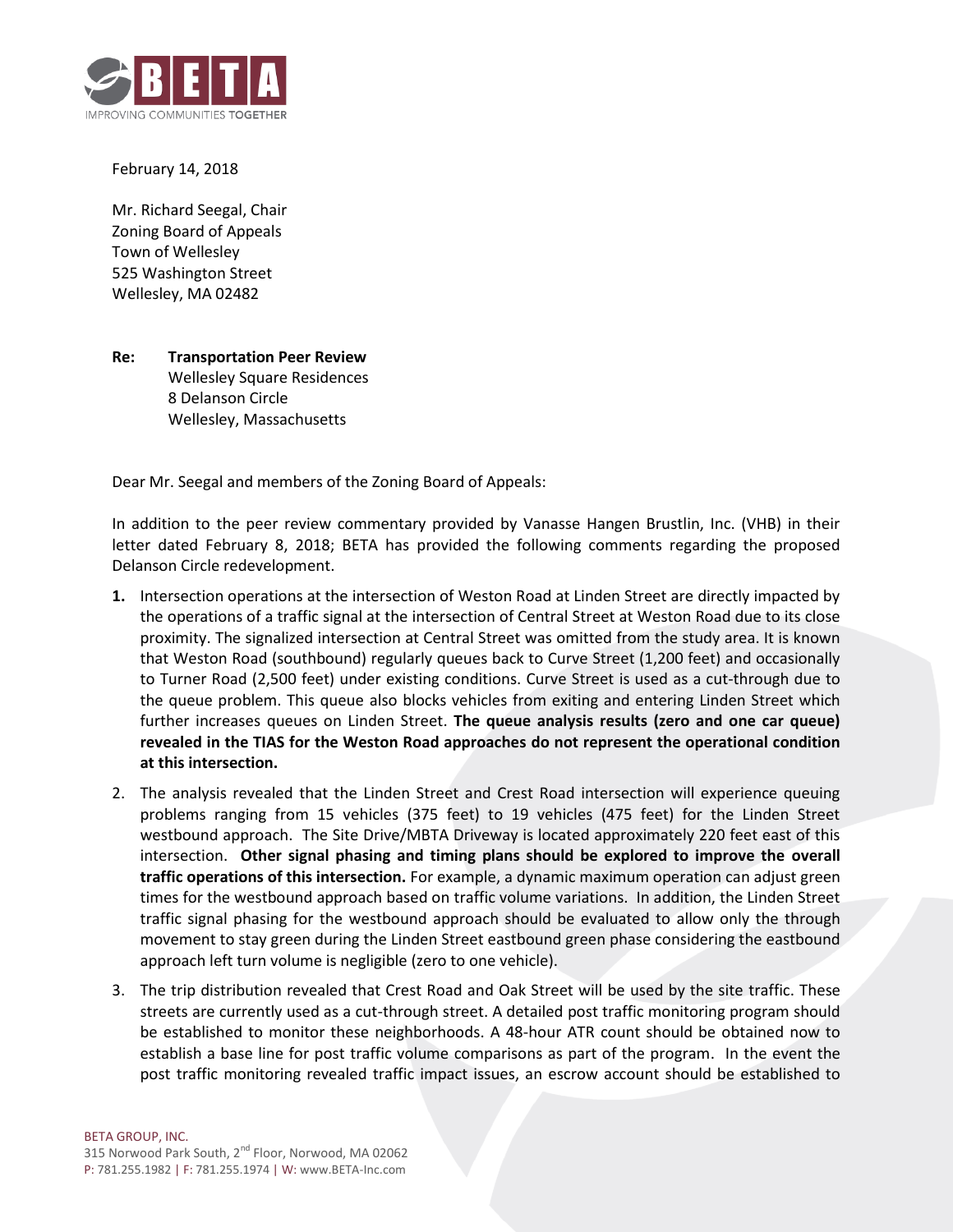February 14, 2018

Mr. Richard Seegal, Chair
Zoning Board of Appeals
Town of Wellesley
525 Washington Street
Wellesley, MA 02482

**Re: Transportation Peer Review**
Wellesley Square Residences
8 Delanson Circle
Wellesley, Massachusetts

Dear Mr. Seegal and members of the Zoning Board of Appeals:

In addition to the peer review commentary provided by Vanasse Hangen Brustlin, Inc. (VHB) in their letter dated February 8, 2018; BETA has provided the following comments regarding the proposed Delanson Circle redevelopment.

1. Intersection operations at the intersection of Weston Road at Linden Street are directly impacted by the operations of a traffic signal at the intersection of Central Street at Weston Road due to its close proximity. The signalized intersection at Central Street was omitted from the study area. It is known that Weston Road (southbound) regularly queues back to Curve Street (1,200 feet) and occasionally to Turner Road (2,500 feet) under existing conditions. Curve Street is used as a cut-through due to the queue problem. This queue also blocks vehicles from exiting and entering Linden Street which further increases queues on Linden Street. **The queue analysis results (zero and one car queue) revealed in the TIAS for the Weston Road approaches do not represent the operational condition at this intersection.**
2. The analysis revealed that the Linden Street and Crest Road intersection will experience queuing problems ranging from 15 vehicles (375 feet) to 19 vehicles (475 feet) for the Linden Street westbound approach. The Site Drive/MBTA Driveway is located approximately 220 feet east of this intersection. **Other signal phasing and timing plans should be explored to improve the overall traffic operations of this intersection.** For example, a dynamic maximum operation can adjust green times for the westbound approach based on traffic volume variations. In addition, the Linden Street traffic signal phasing for the westbound approach should be evaluated to allow only the through movement to stay green during the Linden Street eastbound green phase considering the eastbound approach left turn volume is negligible (zero to one vehicle).
3. The trip distribution revealed that Crest Road and Oak Street will be used by the site traffic. These streets are currently used as a cut-through street. A detailed post traffic monitoring program should be established to monitor these neighborhoods. A 48-hour ATR count should be obtained now to establish a base line for post traffic volume comparisons as part of the program. In the event the post traffic monitoring revealed traffic impact issues, an escrow account should be established to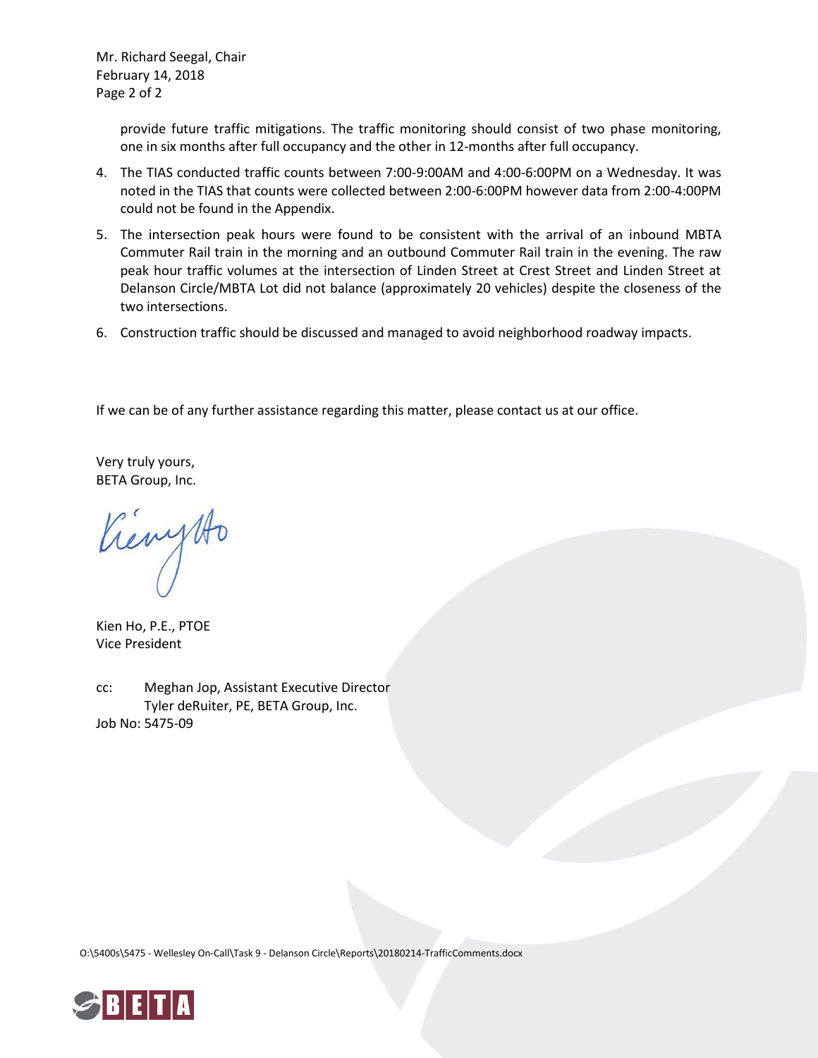provide future traffic mitigations. The traffic monitoring should consist of two phase monitoring, one in six months after full occupancy and the other in 12-months after full occupancy.

4. The TIAS conducted traffic counts between 7:00-9:00AM and 4:00-6:00PM on a Wednesday. It was noted in the TIAS that counts were collected between 2:00-6:00PM however data from 2:00-4:00PM could not be found in the Appendix.
5. The intersection peak hours were found to be consistent with the arrival of an inbound MBTA Commuter Rail train in the morning and an outbound Commuter Rail train in the evening. The raw peak hour traffic volumes at the intersection of Linden Street at Crest Street and Linden Street at Delanson Circle/MBTA Lot did not balance (approximately 20 vehicles) despite the closeness of the two intersections.
6. Construction traffic should be discussed and managed to avoid neighborhood roadway impacts.

If we can be of any further assistance regarding this matter, please contact us at our office.

Very truly yours,
BETA Group, Inc.

Kien Ho, P.E., PTOE
Vice President

cc: Meghan Jop, Assistant Executive Director
Tyler deRuiter, PE, BETA Group, Inc.

Job No: 5475-09

O:\5400s\5475 - Wellesley On-Call\Task 9 - Delanson Circle\Reports\20180214-TrafficComments.docx